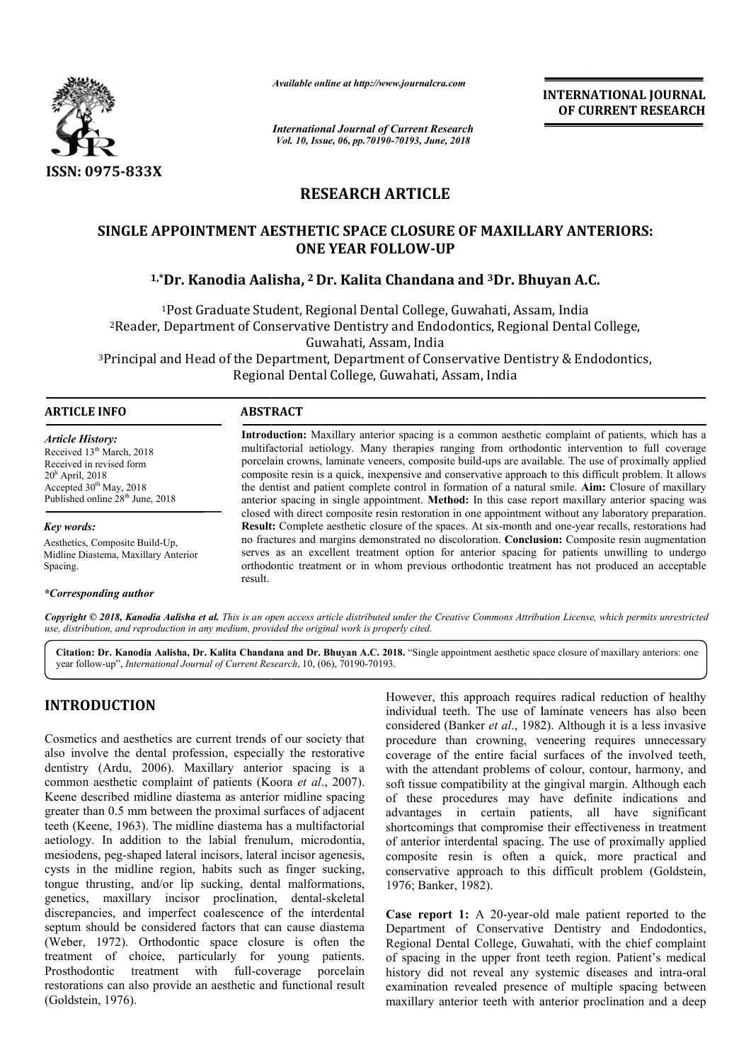*Available online at http://www.journalcra.com*

*International Journal of Current Research*
*Vol. 10, Issue, 06, pp.70190-70193, June, 2018*

**INTERNATIONAL JOURNAL OF CURRENT RESEARCH**

**ISSN: 0975-833X**

## RESEARCH ARTICLE

# SINGLE APPOINTMENT AESTHETIC SPACE CLOSURE OF MAXILLARY ANTERIORS: ONE YEAR FOLLOW-UP

**[1,*]Dr. Kanodia Aalisha, [2] Dr. Kalita Chandana and [3]Dr. Bhuyan A.C.**

[1]Post Graduate Student, Regional Dental College, Guwahati, Assam, India
[2]Reader, Department of Conservative Dentistry and Endodontics, Regional Dental College, Guwahati, Assam, India
[3]Principal and Head of the Department, Department of Conservative Dentistry & Endodontics, Regional Dental College, Guwahati, Assam, India

**ARTICLE INFO**

*Article History:*
Received 13[th] March, 2018
Received in revised form
20[h] April, 2018
Accepted 30[th] May, 2018
Published online 28[th] June, 2018

*Key words:*
Aesthetics, Composite Build-Up, Midline Diastema, Maxillary Anterior Spacing.

*\*Corresponding author*

**ABSTRACT**

**Introduction:** Maxillary anterior spacing is a common aesthetic complaint of patients, which has a multifactorial aetiology. Many therapies ranging from orthodontic intervention to full coverage porcelain crowns, laminate veneers, composite build-ups are available. The use of proximally applied composite resin is a quick, inexpensive and conservative approach to this difficult problem. It allows the dentist and patient complete control in formation of a natural smile. **Aim:** Closure of maxillary anterior spacing in single appointment. **Method:** In this case report maxillary anterior spacing was closed with direct composite resin restoration in one appointment without any laboratory preparation. **Result:** Complete aesthetic closure of the spaces. At six-month and one-year recalls, restorations had no fractures and margins demonstrated no discoloration. **Conclusion:** Composite resin augmentation serves as an excellent treatment option for anterior spacing for patients unwilling to undergo orthodontic treatment or in whom previous orthodontic treatment has not produced an acceptable result.

*Copyright © 2018, Kanodia Aalisha et al. This is an open access article distributed under the Creative Commons Attribution License, which permits unrestricted use, distribution, and reproduction in any medium, provided the original work is properly cited.*

**Citation: Dr. Kanodia Aalisha, Dr. Kalita Chandana and Dr. Bhuyan A.C. 2018.** "Single appointment aesthetic space closure of maxillary anteriors: one year follow-up", *International Journal of Current Research*, 10, (06), 70190-70193.

## INTRODUCTION

Cosmetics and aesthetics are current trends of our society that also involve the dental profession, especially the restorative dentistry (Ardu, 2006). Maxillary anterior spacing is a common aesthetic complaint of patients (Koora *et al*., 2007). Keene described midline diastema as anterior midline spacing greater than 0.5 mm between the proximal surfaces of adjacent teeth (Keene, 1963). The midline diastema has a multifactorial aetiology. In addition to the labial frenulum, microdontia, mesiodens, peg-shaped lateral incisors, lateral incisor agenesis, cysts in the midline region, habits such as finger sucking, tongue thrusting, and/or lip sucking, dental malformations, genetics, maxillary incisor proclination, dental-skeletal discrepancies, and imperfect coalescence of the interdental septum should be considered factors that can cause diastema (Weber, 1972). Orthodontic space closure is often the treatment of choice, particularly for young patients. Prosthodontic treatment with full-coverage porcelain restorations can also provide an aesthetic and functional result (Goldstein, 1976).

However, this approach requires radical reduction of healthy individual teeth. The use of laminate veneers has also been considered (Banker *et al*., 1982). Although it is a less invasive procedure than crowning, veneering requires unnecessary coverage of the entire facial surfaces of the involved teeth, with the attendant problems of colour, contour, harmony, and soft tissue compatibility at the gingival margin. Although each of these procedures may have definite indications and advantages in certain patients, all have significant shortcomings that compromise their effectiveness in treatment of anterior interdental spacing. The use of proximally applied composite resin is often a quick, more practical and conservative approach to this difficult problem (Goldstein, 1976; Banker, 1982).

**Case report 1:** A 20-year-old male patient reported to the Department of Conservative Dentistry and Endodontics, Regional Dental College, Guwahati, with the chief complaint of spacing in the upper front teeth region. Patient's medical history did not reveal any systemic diseases and intra-oral examination revealed presence of multiple spacing between maxillary anterior teeth with anterior proclination and a deep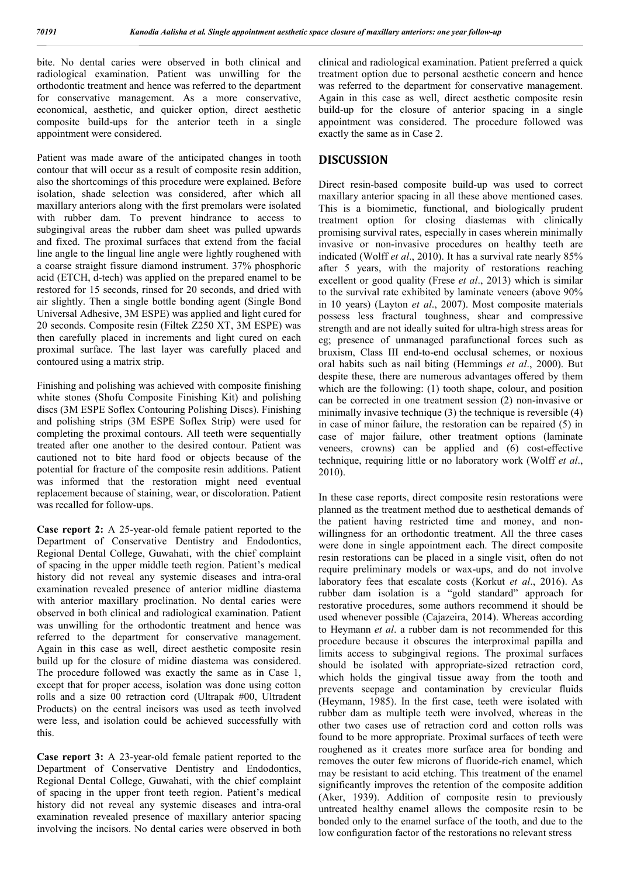bite. No dental caries were observed in both clinical and radiological examination. Patient was unwilling for the orthodontic treatment and hence was referred to the department for conservative management. As a more conservative, economical, aesthetic, and quicker option, direct aesthetic composite build-ups for the anterior teeth in a single appointment were considered.

Patient was made aware of the anticipated changes in tooth contour that will occur as a result of composite resin addition, also the shortcomings of this procedure were explained. Before isolation, shade selection was considered, after which all maxillary anteriors along with the first premolars were isolated with rubber dam. To prevent hindrance to access to subgingival areas the rubber dam sheet was pulled upwards and fixed. The proximal surfaces that extend from the facial line angle to the lingual line angle were lightly roughened with a coarse straight fissure diamond instrument. 37% phosphoric acid (ETCH, d-tech) was applied on the prepared enamel to be restored for 15 seconds, rinsed for 20 seconds, and dried with air slightly. Then a single bottle bonding agent (Single Bond Universal Adhesive, 3M ESPE) was applied and light cured for 20 seconds. Composite resin (Filtek Z250 XT, 3M ESPE) was then carefully placed in increments and light cured on each proximal surface. The last layer was carefully placed and contoured using a matrix strip.

Finishing and polishing was achieved with composite finishing white stones (Shofu Composite Finishing Kit) and polishing discs (3M ESPE Soflex Contouring Polishing Discs). Finishing and polishing strips (3M ESPE Soflex Strip) were used for completing the proximal contours. All teeth were sequentially treated after one another to the desired contour. Patient was cautioned not to bite hard food or objects because of the potential for fracture of the composite resin additions. Patient was informed that the restoration might need eventual replacement because of staining, wear, or discoloration. Patient was recalled for follow-ups.

**Case report 2:** A 25-year-old female patient reported to the Department of Conservative Dentistry and Endodontics, Regional Dental College, Guwahati, with the chief complaint of spacing in the upper middle teeth region. Patient's medical history did not reveal any systemic diseases and intra-oral examination revealed presence of anterior midline diastema with anterior maxillary proclination. No dental caries were observed in both clinical and radiological examination. Patient was unwilling for the orthodontic treatment and hence was referred to the department for conservative management. Again in this case as well, direct aesthetic composite resin build up for the closure of midine diastema was considered. The procedure followed was exactly the same as in Case 1, except that for proper access, isolation was done using cotton rolls and a size 00 retraction cord (Ultrapak #00, Ultradent Products) on the central incisors was used as teeth involved were less, and isolation could be achieved successfully with this.

**Case report 3:** A 23-year-old female patient reported to the Department of Conservative Dentistry and Endodontics, Regional Dental College, Guwahati, with the chief complaint of spacing in the upper front teeth region. Patient's medical history did not reveal any systemic diseases and intra-oral examination revealed presence of maxillary anterior spacing involving the incisors. No dental caries were observed in both clinical and radiological examination. Patient preferred a quick treatment option due to personal aesthetic concern and hence was referred to the department for conservative management. Again in this case as well, direct aesthetic composite resin build-up for the closure of anterior spacing in a single appointment was considered. The procedure followed was exactly the same as in Case 2.

## DISCUSSION

Direct resin-based composite build-up was used to correct maxillary anterior spacing in all these above mentioned cases. This is a biomimetic, functional, and biologically prudent treatment option for closing diastemas with clinically promising survival rates, especially in cases wherein minimally invasive or non-invasive procedures on healthy teeth are indicated (Wolff *et al*., 2010). It has a survival rate nearly 85% after 5 years, with the majority of restorations reaching excellent or good quality (Frese *et al*., 2013) which is similar to the survival rate exhibited by laminate veneers (above 90% in 10 years) (Layton *et al*., 2007). Most composite materials possess less fractural toughness, shear and compressive strength and are not ideally suited for ultra-high stress areas for eg; presence of unmanaged parafunctional forces such as bruxism, Class III end-to-end occlusal schemes, or noxious oral habits such as nail biting (Hemmings *et al*., 2000). But despite these, there are numerous advantages offered by them which are the following: (1) tooth shape, colour, and position can be corrected in one treatment session (2) non-invasive or minimally invasive technique (3) the technique is reversible (4) in case of minor failure, the restoration can be repaired (5) in case of major failure, other treatment options (laminate veneers, crowns) can be applied and (6) cost-effective technique, requiring little or no laboratory work (Wolff *et al*., 2010).

In these case reports, direct composite resin restorations were planned as the treatment method due to aesthetical demands of the patient having restricted time and money, and non-willingness for an orthodontic treatment. All the three cases were done in single appointment each. The direct composite resin restorations can be placed in a single visit, often do not require preliminary models or wax-ups, and do not involve laboratory fees that escalate costs (Korkut *et al*., 2016). As rubber dam isolation is a "gold standard" approach for restorative procedures, some authors recommend it should be used whenever possible (Cajazeira, 2014). Whereas according to Heymann *et al*. a rubber dam is not recommended for this procedure because it obscures the interproximal papilla and limits access to subgingival regions. The proximal surfaces should be isolated with appropriate-sized retraction cord, which holds the gingival tissue away from the tooth and prevents seepage and contamination by crevicular fluids (Heymann, 1985). In the first case, teeth were isolated with rubber dam as multiple teeth were involved, whereas in the other two cases use of retraction cord and cotton rolls was found to be more appropriate. Proximal surfaces of teeth were roughened as it creates more surface area for bonding and removes the outer few microns of fluoride-rich enamel, which may be resistant to acid etching. This treatment of the enamel significantly improves the retention of the composite addition (Aker, 1939). Addition of composite resin to previously untreated healthy enamel allows the composite resin to be bonded only to the enamel surface of the tooth, and due to the low configuration factor of the restorations no relevant stress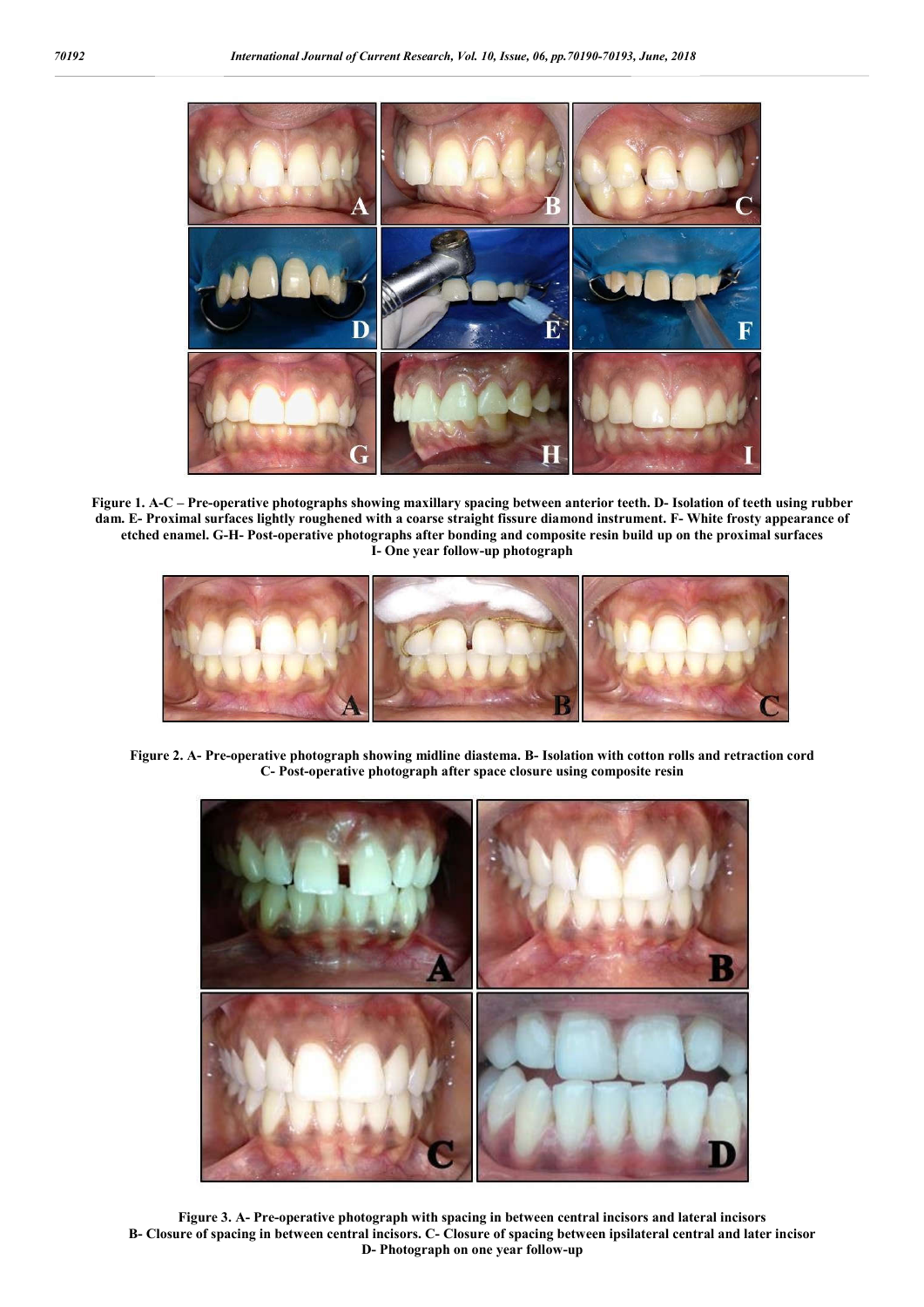**Figure 1. A-C – Pre-operative photographs showing maxillary spacing between anterior teeth. D- Isolation of teeth using rubber dam. E- Proximal surfaces lightly roughened with a coarse straight fissure diamond instrument. F- White frosty appearance of etched enamel. G-H- Post-operative photographs after bonding and composite resin build up on the proximal surfaces I- One year follow-up photograph**

**Figure 2. A- Pre-operative photograph showing midline diastema. B- Isolation with cotton rolls and retraction cord C- Post-operative photograph after space closure using composite resin**

**Figure 3. A- Pre-operative photograph with spacing in between central incisors and lateral incisors B- Closure of spacing in between central incisors. C- Closure of spacing between ipsilateral central and later incisor D- Photograph on one year follow-up**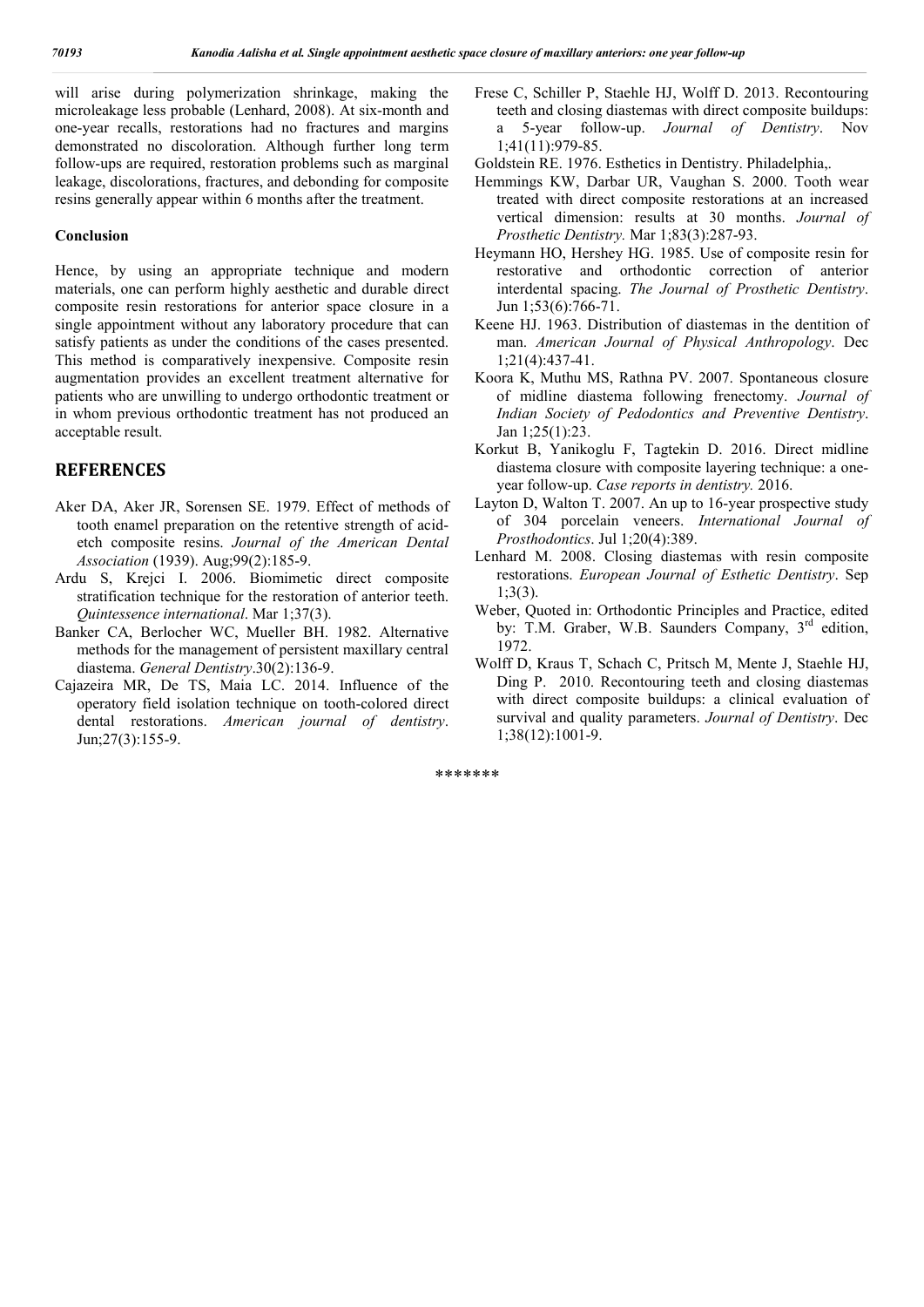will arise during polymerization shrinkage, making the microleakage less probable (Lenhard, 2008). At six-month and one-year recalls, restorations had no fractures and margins demonstrated no discoloration. Although further long term follow-ups are required, restoration problems such as marginal leakage, discolorations, fractures, and debonding for composite resins generally appear within 6 months after the treatment.

### Conclusion

Hence, by using an appropriate technique and modern materials, one can perform highly aesthetic and durable direct composite resin restorations for anterior space closure in a single appointment without any laboratory procedure that can satisfy patients as under the conditions of the cases presented. This method is comparatively inexpensive. Composite resin augmentation provides an excellent treatment alternative for patients who are unwilling to undergo orthodontic treatment or in whom previous orthodontic treatment has not produced an acceptable result.

## REFERENCES

Aker DA, Aker JR, Sorensen SE. 1979. Effect of methods of tooth enamel preparation on the retentive strength of acid-etch composite resins. *Journal of the American Dental Association* (1939). Aug;99(2):185-9.

Ardu S, Krejci I. 2006. Biomimetic direct composite stratification technique for the restoration of anterior teeth. *Quintessence international*. Mar 1;37(3).

Banker CA, Berlocher WC, Mueller BH. 1982. Alternative methods for the management of persistent maxillary central diastema. *General Dentistry*.30(2):136-9.

Cajazeira MR, De TS, Maia LC. 2014. Influence of the operatory field isolation technique on tooth-colored direct dental restorations. *American journal of dentistry*. Jun;27(3):155-9.

Frese C, Schiller P, Staehle HJ, Wolff D. 2013. Recontouring teeth and closing diastemas with direct composite buildups: a 5-year follow-up. *Journal of Dentistry*. Nov 1;41(11):979-85.

Goldstein RE. 1976. Esthetics in Dentistry. Philadelphia,.

Hemmings KW, Darbar UR, Vaughan S. 2000. Tooth wear treated with direct composite restorations at an increased vertical dimension: results at 30 months. *Journal of Prosthetic Dentistry.* Mar 1;83(3):287-93.

Heymann HO, Hershey HG. 1985. Use of composite resin for restorative and orthodontic correction of anterior interdental spacing. *The Journal of Prosthetic Dentistry*. Jun 1;53(6):766-71.

Keene HJ. 1963. Distribution of diastemas in the dentition of man. *American Journal of Physical Anthropology*. Dec 1;21(4):437-41.

Koora K, Muthu MS, Rathna PV. 2007. Spontaneous closure of midline diastema following frenectomy. *Journal of Indian Society of Pedodontics and Preventive Dentistry*. Jan 1;25(1):23.

Korkut B, Yanikoglu F, Tagtekin D. 2016. Direct midline diastema closure with composite layering technique: a one-year follow-up. *Case reports in dentistry.* 2016.

Layton D, Walton T. 2007. An up to 16-year prospective study of 304 porcelain veneers. *International Journal of Prosthodontics*. Jul 1;20(4):389.

Lenhard M. 2008. Closing diastemas with resin composite restorations. *European Journal of Esthetic Dentistry*. Sep 1;3(3).

Weber, Quoted in: Orthodontic Principles and Practice, edited by: T.M. Graber, W.B. Saunders Company, 3rd edition, 1972.

Wolff D, Kraus T, Schach C, Pritsch M, Mente J, Staehle HJ, Ding P. 2010. Recontouring teeth and closing diastemas with direct composite buildups: a clinical evaluation of survival and quality parameters. *Journal of Dentistry*. Dec 1;38(12):1001-9.

*******